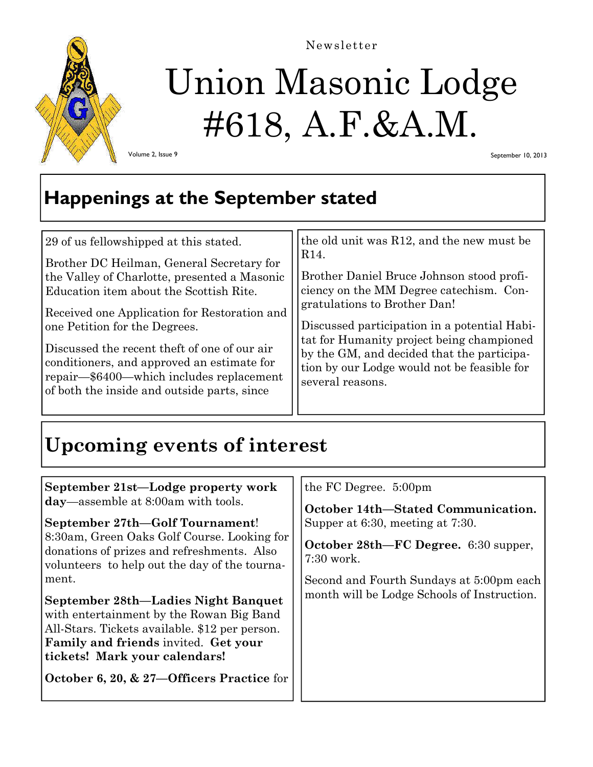Newsletter

# Union Masonic Lodge #618, A.F.&A.M.

Volume 2, Issue 9

September 10, 2013

## Happenings at the September stated

29 of us fellowshipped at this stated.

Brother DC Heilman, General Secretary for the Valley of Charlotte, presented a Masonic Education item about the Scottish Rite.

Received one Application for Restoration and one Petition for the Degrees.

Discussed the recent theft of one of our air conditioners, and approved an estimate for repair—$6400—which includes replacement of both the inside and outside parts, since the old unit was R12, and the new must be R14.

Brother Daniel Bruce Johnson stood proficiency on the MM Degree catechism. Congratulations to Brother Dan!

Discussed participation in a potential Habitat for Humanity project being championed by the GM, and decided that the participation by our Lodge would not be feasible for several reasons.

## Upcoming events of interest

**September 21st—Lodge property work day**—assemble at 8:00am with tools.

**September 27th—Golf Tournament**! 8:30am, Green Oaks Golf Course. Looking for donations of prizes and refreshments. Also volunteers to help out the day of the tournament.

**September 28th—Ladies Night Banquet** with entertainment by the Rowan Big Band All-Stars. Tickets available. $12 per person. **Family and friends** invited. **Get your tickets! Mark your calendars!**

**October 6, 20, & 27—Officers Practice** for the FC Degree. 5:00pm

**October 14th—Stated Communication.** Supper at 6:30, meeting at 7:30.

**October 28th—FC Degree.** 6:30 supper, 7:30 work.

Second and Fourth Sundays at 5:00pm each month will be Lodge Schools of Instruction.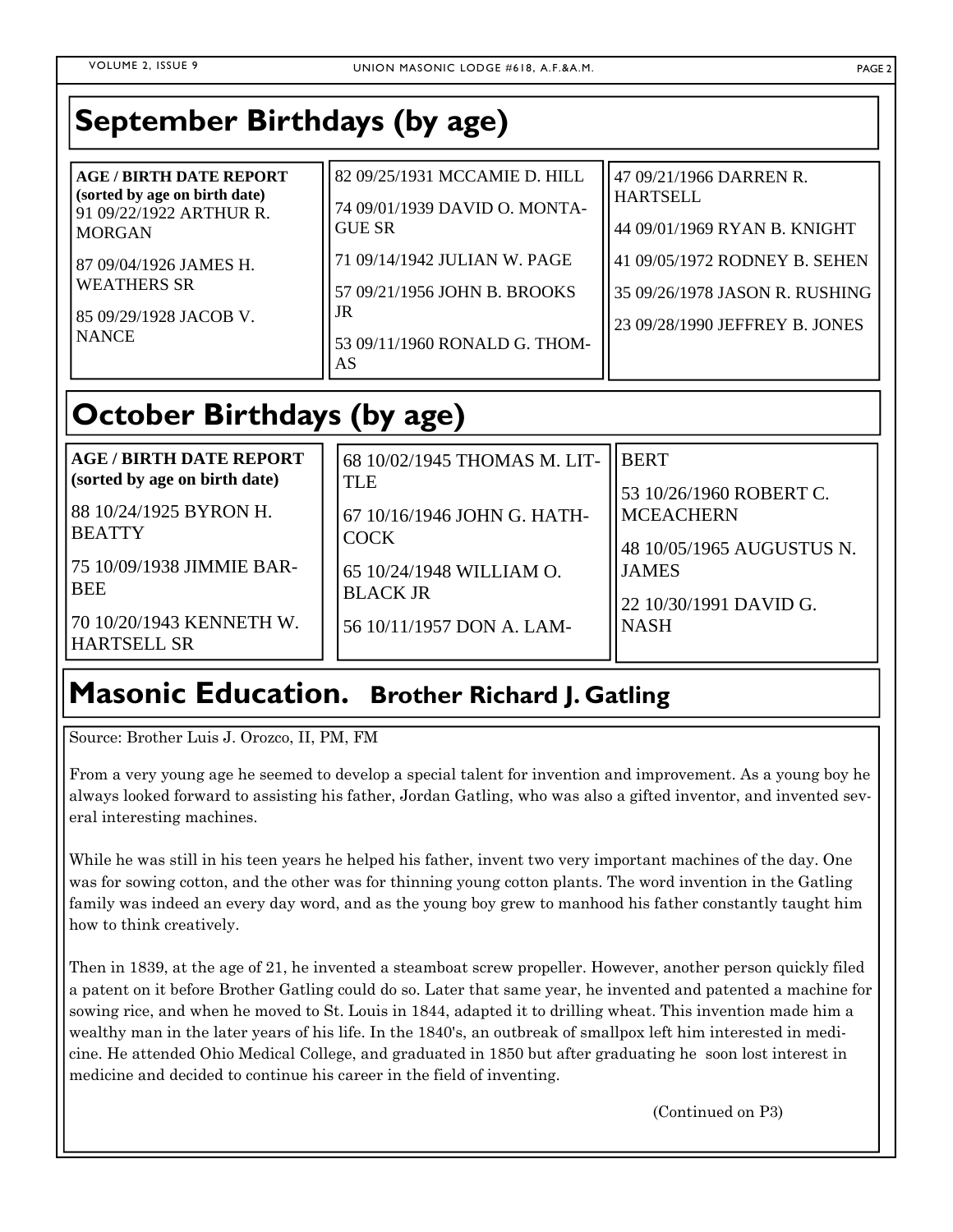## September Birthdays (by age)

**AGE / BIRTH DATE REPORT**
**(sorted by age on birth date)**

91 09/22/1922 ARTHUR R. MORGAN

87 09/04/1926 JAMES H. WEATHERS SR

85 09/29/1928 JACOB V. NANCE

82 09/25/1931 MCCAMIE D. HILL

74 09/01/1939 DAVID O. MONTAGUE SR

71 09/14/1942 JULIAN W. PAGE

57 09/21/1956 JOHN B. BROOKS JR

53 09/11/1960 RONALD G. THOMAS

47 09/21/1966 DARREN R. HARTSELL

44 09/01/1969 RYAN B. KNIGHT

41 09/05/1972 RODNEY B. SEHEN

35 09/26/1978 JASON R. RUSHING

23 09/28/1990 JEFFREY B. JONES

## October Birthdays (by age)

**AGE / BIRTH DATE REPORT**
**(sorted by age on birth date)**

88 10/24/1925 BYRON H. BEATTY

75 10/09/1938 JIMMIE BARBEE

70 10/20/1943 KENNETH W. HARTSELL SR

68 10/02/1945 THOMAS M. LITTLE

67 10/16/1946 JOHN G. HATHCOCK

65 10/24/1948 WILLIAM O. BLACK JR

56 10/11/1957 DON A. LAMBERT

53 10/26/1960 ROBERT C. MCEACHERN

48 10/05/1965 AUGUSTUS N. JAMES

22 10/30/1991 DAVID G. NASH

## Masonic Education. Brother Richard J. Gatling

Source: Brother Luis J. Orozco, II, PM, FM

From a very young age he seemed to develop a special talent for invention and improvement. As a young boy he always looked forward to assisting his father, Jordan Gatling, who was also a gifted inventor, and invented several interesting machines.

While he was still in his teen years he helped his father, invent two very important machines of the day. One was for sowing cotton, and the other was for thinning young cotton plants. The word invention in the Gatling family was indeed an every day word, and as the young boy grew to manhood his father constantly taught him how to think creatively.

Then in 1839, at the age of 21, he invented a steamboat screw propeller. However, another person quickly filed a patent on it before Brother Gatling could do so. Later that same year, he invented and patented a machine for sowing rice, and when he moved to St. Louis in 1844, adapted it to drilling wheat. This invention made him a wealthy man in the later years of his life. In the 1840's, an outbreak of smallpox left him interested in medicine. He attended Ohio Medical College, and graduated in 1850 but after graduating he soon lost interest in medicine and decided to continue his career in the field of inventing.

(Continued on P3)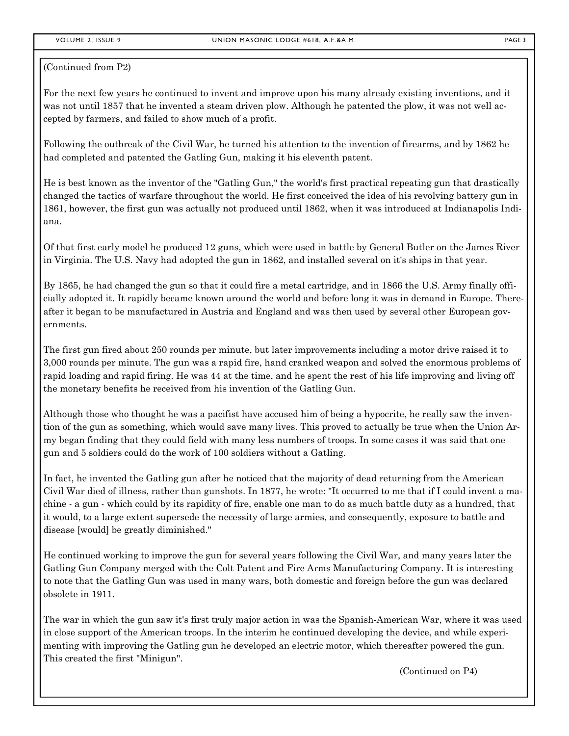(Continued from P2)

For the next few years he continued to invent and improve upon his many already existing inventions, and it was not until 1857 that he invented a steam driven plow. Although he patented the plow, it was not well accepted by farmers, and failed to show much of a profit.

Following the outbreak of the Civil War, he turned his attention to the invention of firearms, and by 1862 he had completed and patented the Gatling Gun, making it his eleventh patent.

He is best known as the inventor of the "Gatling Gun," the world's first practical repeating gun that drastically changed the tactics of warfare throughout the world. He first conceived the idea of his revolving battery gun in 1861, however, the first gun was actually not produced until 1862, when it was introduced at Indianapolis Indiana.

Of that first early model he produced 12 guns, which were used in battle by General Butler on the James River in Virginia. The U.S. Navy had adopted the gun in 1862, and installed several on it's ships in that year.

By 1865, he had changed the gun so that it could fire a metal cartridge, and in 1866 the U.S. Army finally officially adopted it. It rapidly became known around the world and before long it was in demand in Europe. Thereafter it began to be manufactured in Austria and England and was then used by several other European governments.

The first gun fired about 250 rounds per minute, but later improvements including a motor drive raised it to 3,000 rounds per minute. The gun was a rapid fire, hand cranked weapon and solved the enormous problems of rapid loading and rapid firing. He was 44 at the time, and he spent the rest of his life improving and living off the monetary benefits he received from his invention of the Gatling Gun.

Although those who thought he was a pacifist have accused him of being a hypocrite, he really saw the invention of the gun as something, which would save many lives. This proved to actually be true when the Union Army began finding that they could field with many less numbers of troops. In some cases it was said that one gun and 5 soldiers could do the work of 100 soldiers without a Gatling.

In fact, he invented the Gatling gun after he noticed that the majority of dead returning from the American Civil War died of illness, rather than gunshots. In 1877, he wrote: "It occurred to me that if I could invent a machine - a gun - which could by its rapidity of fire, enable one man to do as much battle duty as a hundred, that it would, to a large extent supersede the necessity of large armies, and consequently, exposure to battle and disease [would] be greatly diminished."

He continued working to improve the gun for several years following the Civil War, and many years later the Gatling Gun Company merged with the Colt Patent and Fire Arms Manufacturing Company. It is interesting to note that the Gatling Gun was used in many wars, both domestic and foreign before the gun was declared obsolete in 1911.

The war in which the gun saw it's first truly major action in was the Spanish-American War, where it was used in close support of the American troops. In the interim he continued developing the device, and while experimenting with improving the Gatling gun he developed an electric motor, which thereafter powered the gun. This created the first "Minigun".

(Continued on P4)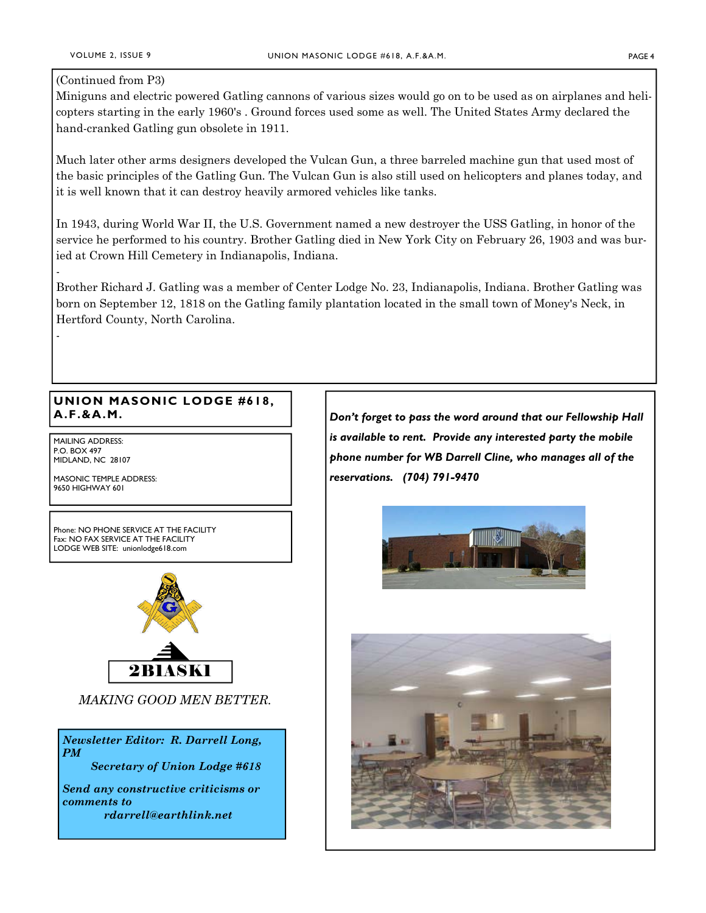(Continued from P3)

Miniguns and electric powered Gatling cannons of various sizes would go on to be used as on airplanes and helicopters starting in the early 1960's . Ground forces used some as well. The United States Army declared the hand-cranked Gatling gun obsolete in 1911.

Much later other arms designers developed the Vulcan Gun, a three barreled machine gun that used most of the basic principles of the Gatling Gun. The Vulcan Gun is also still used on helicopters and planes today, and it is well known that it can destroy heavily armored vehicles like tanks.

In 1943, during World War II, the U.S. Government named a new destroyer the USS Gatling, in honor of the service he performed to his country. Brother Gatling died in New York City on February 26, 1903 and was buried at Crown Hill Cemetery in Indianapolis, Indiana.

-

Brother Richard J. Gatling was a member of Center Lodge No. 23, Indianapolis, Indiana. Brother Gatling was born on September 12, 1818 on the Gatling family plantation located in the small town of Money's Neck, in Hertford County, North Carolina.

-

## UNION MASONIC LODGE #618, A.F.&A.M.

MAILING ADDRESS:
P.O. BOX 497
MIDLAND, NC 28107

MASONIC TEMPLE ADDRESS:
9650 HIGHWAY 601

Phone: NO PHONE SERVICE AT THE FACILITY
Fax: NO FAX SERVICE AT THE FACILITY
LODGE WEB SITE: unionlodge618.com

2B1ASK1

*MAKING GOOD MEN BETTER.*

***Newsletter Editor: R. Darrell Long, PM***
***Secretary of Union Lodge #618***

***Send any constructive criticisms or comments to***
***rdarrell@earthlink.net***

***Don't forget to pass the word around that our Fellowship Hall is available to rent. Provide any interested party the mobile phone number for WB Darrell Cline, who manages all of the reservations. (704) 791-9470***